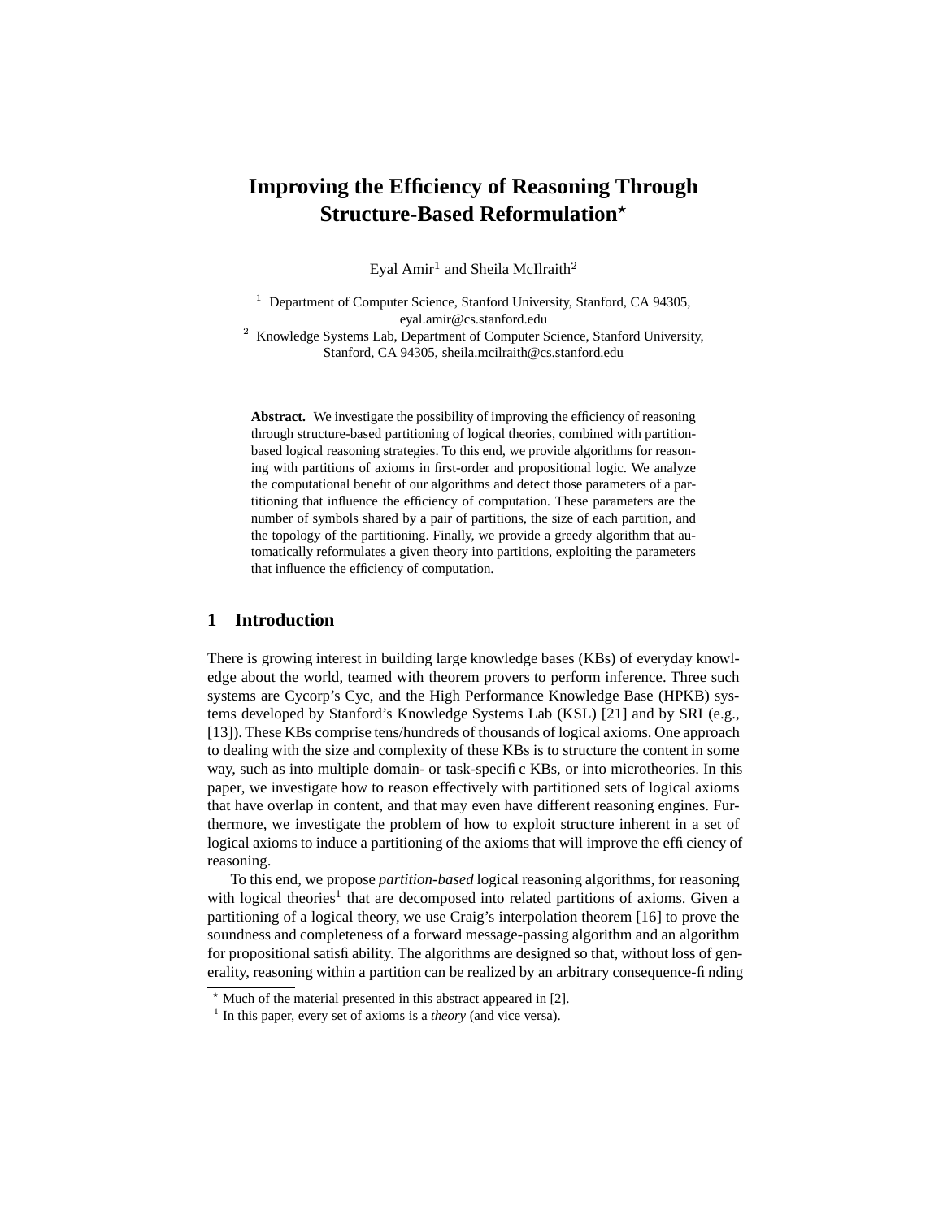# Improving the Efficiency of Reasoning Through Structure-Based Reformulation*

Eyal Amir[1] and Sheila McIlraith[2]

[1] Department of Computer Science, Stanford University, Stanford, CA 94305, eyal.amir@cs.stanford.edu

[2] Knowledge Systems Lab, Department of Computer Science, Stanford University, Stanford, CA 94305, sheila.mcilraith@cs.stanford.edu

**Abstract.** We investigate the possibility of improving the efficiency of reasoning through structure-based partitioning of logical theories, combined with partition-based logical reasoning strategies. To this end, we provide algorithms for reasoning with partitions of axioms in first-order and propositional logic. We analyze the computational benefit of our algorithms and detect those parameters of a partitioning that influence the efficiency of computation. These parameters are the number of symbols shared by a pair of partitions, the size of each partition, and the topology of the partitioning. Finally, we provide a greedy algorithm that automatically reformulates a given theory into partitions, exploiting the parameters that influence the efficiency of computation.

## 1 Introduction

There is growing interest in building large knowledge bases (KBs) of everyday knowledge about the world, teamed with theorem provers to perform inference. Three such systems are Cycorp's Cyc, and the High Performance Knowledge Base (HPKB) systems developed by Stanford's Knowledge Systems Lab (KSL) [21] and by SRI (e.g., [13]). These KBs comprise tens/hundreds of thousands of logical axioms. One approach to dealing with the size and complexity of these KBs is to structure the content in some way, such as into multiple domain- or task-specific KBs, or into microtheories. In this paper, we investigate how to reason effectively with partitioned sets of logical axioms that have overlap in content, and that may even have different reasoning engines. Furthermore, we investigate the problem of how to exploit structure inherent in a set of logical axioms to induce a partitioning of the axioms that will improve the efficiency of reasoning.

To this end, we propose *partition-based* logical reasoning algorithms, for reasoning with logical theories[1] that are decomposed into related partitions of axioms. Given a partitioning of a logical theory, we use Craig's interpolation theorem [16] to prove the soundness and completeness of a forward message-passing algorithm and an algorithm for propositional satisfiability. The algorithms are designed so that, without loss of generality, reasoning within a partition can be realized by an arbitrary consequence-finding

* Much of the material presented in this abstract appeared in [2].

[1] In this paper, every set of axioms is a *theory* (and vice versa).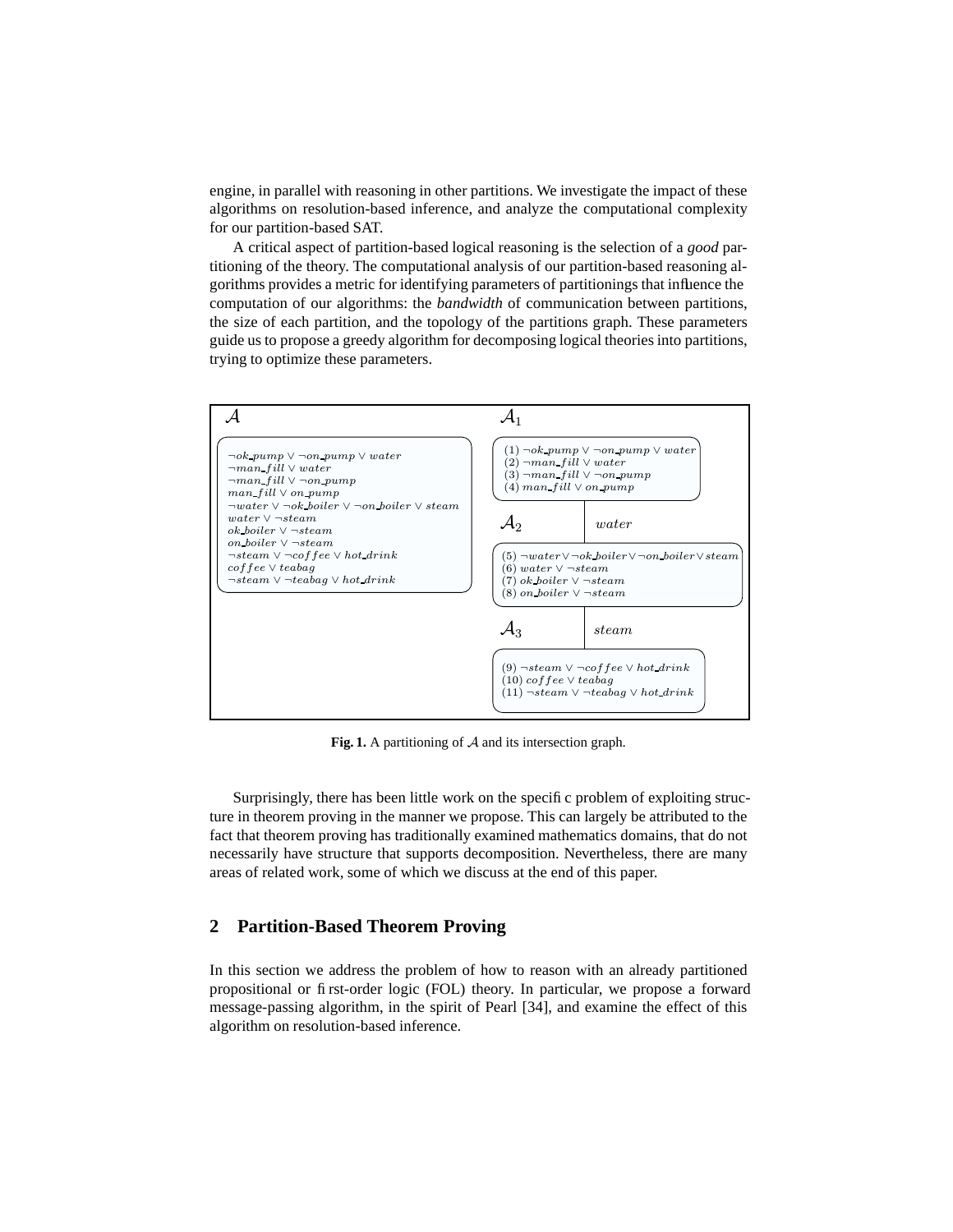engine, in parallel with reasoning in other partitions. We investigate the impact of these algorithms on resolution-based inference, and analyze the computational complexity for our partition-based SAT.

A critical aspect of partition-based logical reasoning is the selection of a *good* partitioning of the theory. The computational analysis of our partition-based reasoning algorithms provides a metric for identifying parameters of partitionings that influence the computation of our algorithms: the *bandwidth* of communication between partitions, the size of each partition, and the topology of the partitions graph. These parameters guide us to propose a greedy algorithm for decomposing logical theories into partitions, trying to optimize these parameters.

$\mathcal{A}$

$\neg ok\_pump \vee \neg on\_pump \vee water$
$\neg man\_fill \vee water$
$\neg man\_fill \vee \neg on\_pump$
$man\_fill \vee on\_pump$
$\neg water \vee \neg ok\_boiler \vee \neg on\_boiler \vee steam$
$water \vee \neg steam$
$ok\_boiler \vee \neg steam$
$on\_boiler \vee \neg steam$
$\neg steam \vee \neg coffee \vee hot\_drink$
$coffee \vee teabag$
$\neg steam \vee \neg teabag \vee hot\_drink$

$\mathcal{A}_1$

(1) $\neg ok\_pump \vee \neg on\_pump \vee water$
(2) $\neg man\_fill \vee water$
(3) $\neg man\_fill \vee \neg on\_pump$
(4) $man\_fill \vee on\_pump$

$\mathcal{A}_2$ — $water$

(5) $\neg water \vee \neg ok\_boiler \vee \neg on\_boiler \vee steam$
(6) $water \vee \neg steam$
(7) $ok\_boiler \vee \neg steam$
(8) $on\_boiler \vee \neg steam$

$\mathcal{A}_3$ — $steam$

(9) $\neg steam \vee \neg coffee \vee hot\_drink$
(10) $coffee \vee teabag$
(11) $\neg steam \vee \neg teabag \vee hot\_drink$

**Fig. 1.** A partitioning of $\mathcal{A}$ and its intersection graph.

Surprisingly, there has been little work on the specific problem of exploiting structure in theorem proving in the manner we propose. This can largely be attributed to the fact that theorem proving has traditionally examined mathematics domains, that do not necessarily have structure that supports decomposition. Nevertheless, there are many areas of related work, some of which we discuss at the end of this paper.

## 2 Partition-Based Theorem Proving

In this section we address the problem of how to reason with an already partitioned propositional or first-order logic (FOL) theory. In particular, we propose a forward message-passing algorithm, in the spirit of Pearl [34], and examine the effect of this algorithm on resolution-based inference.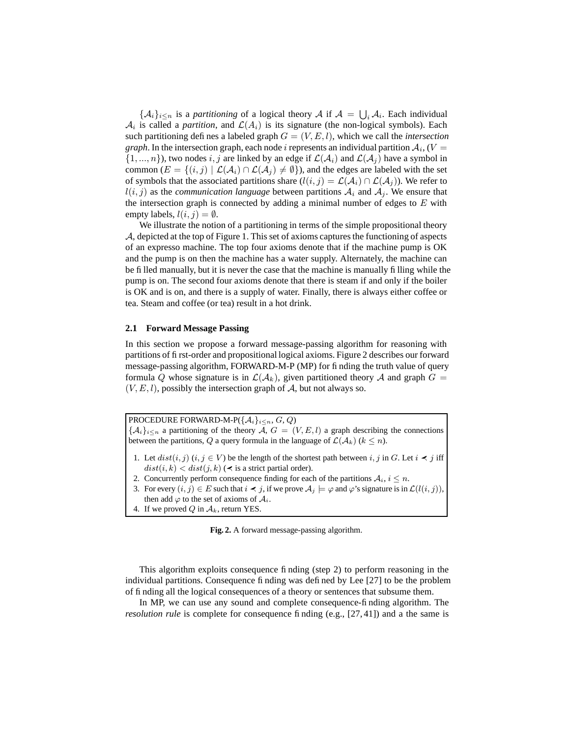$\{\mathcal{A}_i\}_{i \leq n}$ is a *partitioning* of a logical theory $\mathcal{A}$ if $\mathcal{A} = \bigcup_i \mathcal{A}_i$. Each individual $\mathcal{A}_i$ is called a *partition*, and $\mathcal{L}(A_i)$ is its signature (the non-logical symbols). Each such partitioning defines a labeled graph $G = (V, E, l)$, which we call the *intersection graph*. In the intersection graph, each node $i$ represents an individual partition $\mathcal{A}_i$, ($V = \{1, ..., n\}$), two nodes $i, j$ are linked by an edge if $\mathcal{L}(\mathcal{A}_i)$ and $\mathcal{L}(\mathcal{A}_j)$ have a symbol in common ($E = \{(i, j) \mid \mathcal{L}(\mathcal{A}_i) \cap \mathcal{L}(\mathcal{A}_j) \neq \emptyset\}$), and the edges are labeled with the set of symbols that the associated partitions share ($l(i, j) = \mathcal{L}(\mathcal{A}_i) \cap \mathcal{L}(\mathcal{A}_j)$). We refer to $l(i, j)$ as the *communication language* between partitions $\mathcal{A}_i$ and $\mathcal{A}_j$. We ensure that the intersection graph is connected by adding a minimal number of edges to $E$ with empty labels, $l(i, j) = \emptyset$.

We illustrate the notion of a partitioning in terms of the simple propositional theory $\mathcal{A}$, depicted at the top of Figure 1. This set of axioms captures the functioning of aspects of an expresso machine. The top four axioms denote that if the machine pump is OK and the pump is on then the machine has a water supply. Alternately, the machine can be filled manually, but it is never the case that the machine is manually filling while the pump is on. The second four axioms denote that there is steam if and only if the boiler is OK and is on, and there is a supply of water. Finally, there is always either coffee or tea. Steam and coffee (or tea) result in a hot drink.

### 2.1 Forward Message Passing

In this section we propose a forward message-passing algorithm for reasoning with partitions of first-order and propositional logical axioms. Figure 2 describes our forward message-passing algorithm, FORWARD-M-P (MP) for finding the truth value of query formula $Q$ whose signature is in $\mathcal{L}(\mathcal{A}_k)$, given partitioned theory $\mathcal{A}$ and graph $G = (V, E, l)$, possibly the intersection graph of $\mathcal{A}$, but not always so.

PROCEDURE FORWARD-M-P($\{\mathcal{A}_i\}_{i \leq n}, G, Q$)
$\{\mathcal{A}_i\}_{i \leq n}$ a partitioning of the theory $\mathcal{A}$, $G = (V, E, l)$ a graph describing the connections between the partitions, $Q$ a query formula in the language of $\mathcal{L}(\mathcal{A}_k)$ ($k \leq n$).

1. Let $dist(i, j)$ ($i, j \in V$) be the length of the shortest path between $i, j$ in $G$. Let $i \prec j$ iff $dist(i, k) < dist(j, k)$ ($\prec$ is a strict partial order).
2. Concurrently perform consequence finding for each of the partitions $\mathcal{A}_i$, $i \leq n$.
3. For every $(i, j) \in E$ such that $i \prec j$, if we prove $\mathcal{A}_j \models \varphi$ and $\varphi$'s signature is in $\mathcal{L}(l(i, j))$, then add $\varphi$ to the set of axioms of $\mathcal{A}_i$.
4. If we proved $Q$ in $\mathcal{A}_k$, return YES.

**Fig. 2.** A forward message-passing algorithm.

This algorithm exploits consequence finding (step 2) to perform reasoning in the individual partitions. Consequence finding was defined by Lee [27] to be the problem of finding all the logical consequences of a theory or sentences that subsume them.

In MP, we can use any sound and complete consequence-finding algorithm. The *resolution rule* is complete for consequence finding (e.g., [27, 41]) and a the same is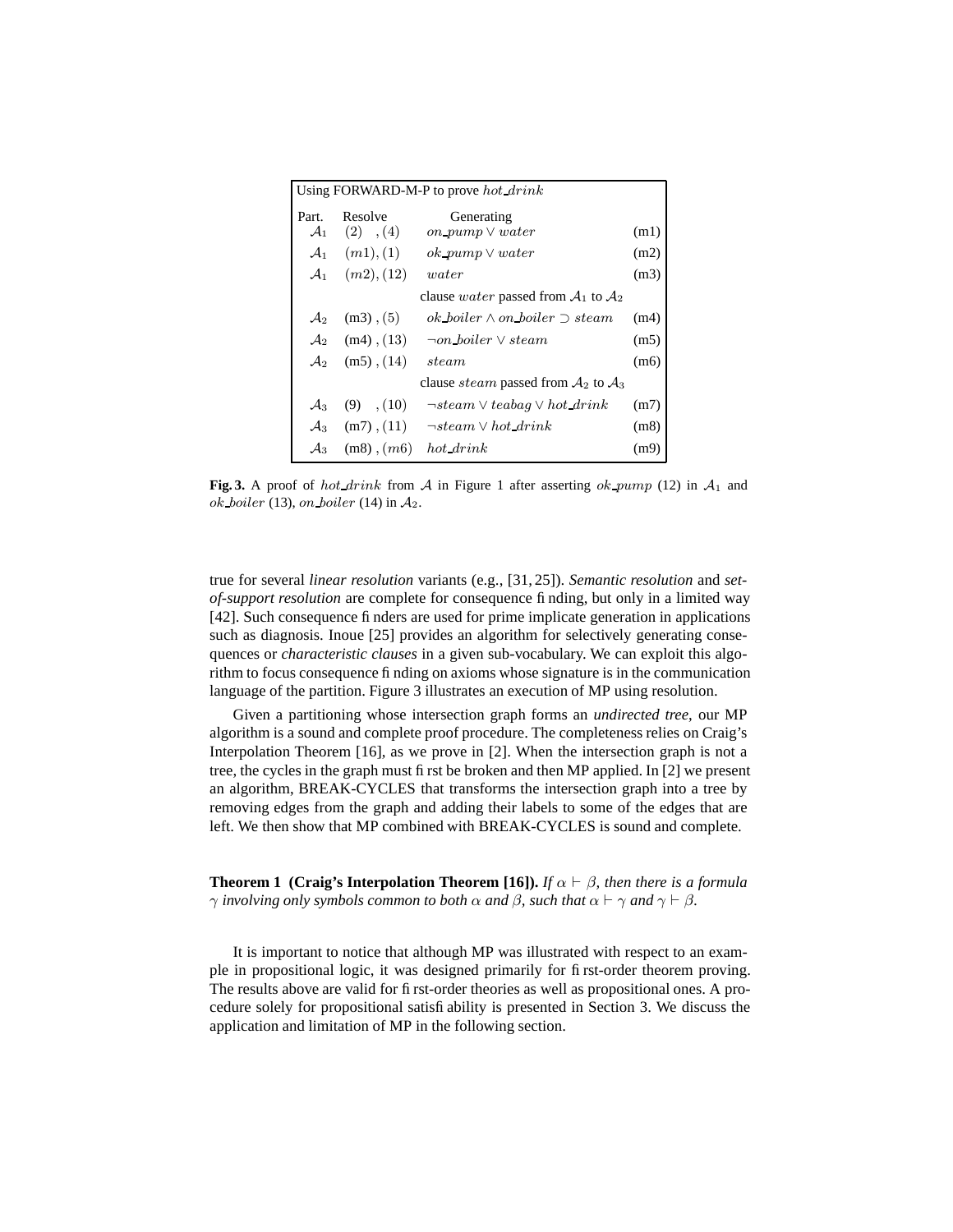| Using FORWARD-M-P to prove $hot\_drink$ | | | |
|---|---|---|---|
| Part. | Resolve | Generating | |
| $\mathcal{A}_1$ | $(2)\ ,(4)$ | $on\_pump \vee water$ | (m1) |
| $\mathcal{A}_1$ | $(m1),(1)$ | $ok\_pump \vee water$ | (m2) |
| $\mathcal{A}_1$ | $(m2),(12)$ | $water$ | (m3) |
| | | clause $water$ passed from $\mathcal{A}_1$ to $\mathcal{A}_2$ | |
| $\mathcal{A}_2$ | (m3) , (5) | $ok\_boiler \wedge on\_boiler \supset steam$ | (m4) |
| $\mathcal{A}_2$ | (m4) , (13) | $\neg on\_boiler \vee steam$ | (m5) |
| $\mathcal{A}_2$ | (m5) , (14) | $steam$ | (m6) |
| | | clause $steam$ passed from $\mathcal{A}_2$ to $\mathcal{A}_3$ | |
| $\mathcal{A}_3$ | (9) , (10) | $\neg steam \vee teabag \vee hot\_drink$ | (m7) |
| $\mathcal{A}_3$ | (m7) , (11) | $\neg steam \vee hot\_drink$ | (m8) |
| $\mathcal{A}_3$ | (m8) , $(m6)$ | $hot\_drink$ | (m9) |

**Fig. 3.** A proof of $hot\_drink$ from $\mathcal{A}$ in Figure 1 after asserting $ok\_pump$ (12) in $\mathcal{A}_1$ and $ok\_boiler$ (13), $on\_boiler$ (14) in $\mathcal{A}_2$.

true for several *linear resolution* variants (e.g., [31, 25]). *Semantic resolution* and *set-of-support resolution* are complete for consequence finding, but only in a limited way [42]. Such consequence finders are used for prime implicate generation in applications such as diagnosis. Inoue [25] provides an algorithm for selectively generating consequences or *characteristic clauses* in a given sub-vocabulary. We can exploit this algorithm to focus consequence finding on axioms whose signature is in the communication language of the partition. Figure 3 illustrates an execution of MP using resolution.

Given a partitioning whose intersection graph forms an *undirected tree*, our MP algorithm is a sound and complete proof procedure. The completeness relies on Craig's Interpolation Theorem [16], as we prove in [2]. When the intersection graph is not a tree, the cycles in the graph must first be broken and then MP applied. In [2] we present an algorithm, BREAK-CYCLES that transforms the intersection graph into a tree by removing edges from the graph and adding their labels to some of the edges that are left. We then show that MP combined with BREAK-CYCLES is sound and complete.

**Theorem 1 (Craig's Interpolation Theorem [16]).** *If $\alpha \vdash \beta$, then there is a formula $\gamma$ involving only symbols common to both $\alpha$ and $\beta$, such that $\alpha \vdash \gamma$ and $\gamma \vdash \beta$.*

It is important to notice that although MP was illustrated with respect to an example in propositional logic, it was designed primarily for first-order theorem proving. The results above are valid for first-order theories as well as propositional ones. A procedure solely for propositional satisfiability is presented in Section 3. We discuss the application and limitation of MP in the following section.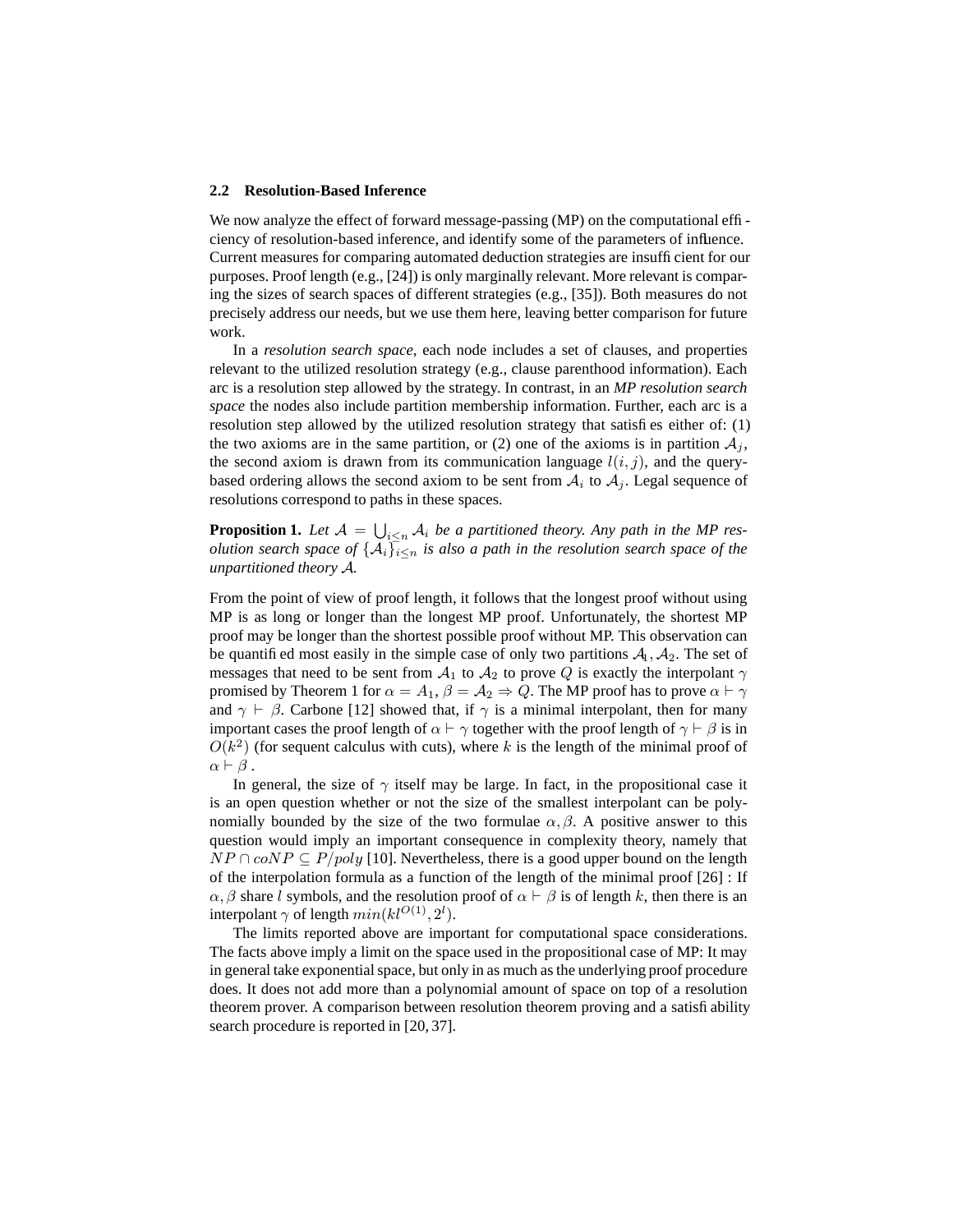### 2.2 Resolution-Based Inference

We now analyze the effect of forward message-passing (MP) on the computational efficiency of resolution-based inference, and identify some of the parameters of influence. Current measures for comparing automated deduction strategies are insufficient for our purposes. Proof length (e.g., [24]) is only marginally relevant. More relevant is comparing the sizes of search spaces of different strategies (e.g., [35]). Both measures do not precisely address our needs, but we use them here, leaving better comparison for future work.

In a *resolution search space*, each node includes a set of clauses, and properties relevant to the utilized resolution strategy (e.g., clause parenthood information). Each arc is a resolution step allowed by the strategy. In contrast, in an *MP resolution search space* the nodes also include partition membership information. Further, each arc is a resolution step allowed by the utilized resolution strategy that satisfies either of: (1) the two axioms are in the same partition, or (2) one of the axioms is in partition $\mathcal{A}_j$, the second axiom is drawn from its communication language $l(i,j)$, and the query-based ordering allows the second axiom to be sent from $\mathcal{A}_i$ to $\mathcal{A}_j$. Legal sequence of resolutions correspond to paths in these spaces.

**Proposition 1.** *Let $\mathcal{A} = \bigcup_{i\leq n} \mathcal{A}_i$ be a partitioned theory. Any path in the MP resolution search space of $\{\mathcal{A}_i\}_{i\leq n}$ is also a path in the resolution search space of the unpartitioned theory $\mathcal{A}$.*

From the point of view of proof length, it follows that the longest proof without using MP is as long or longer than the longest MP proof. Unfortunately, the shortest MP proof may be longer than the shortest possible proof without MP. This observation can be quantified most easily in the simple case of only two partitions $\mathcal{A}_1, \mathcal{A}_2$. The set of messages that need to be sent from $\mathcal{A}_1$ to $\mathcal{A}_2$ to prove $Q$ is exactly the interpolant $\gamma$ promised by Theorem 1 for $\alpha = A_1$, $\beta = \mathcal{A}_2 \Rightarrow Q$. The MP proof has to prove $\alpha \vdash \gamma$ and $\gamma \vdash \beta$. Carbone [12] showed that, if $\gamma$ is a minimal interpolant, then for many important cases the proof length of $\alpha \vdash \gamma$ together with the proof length of $\gamma \vdash \beta$ is in $O(k^2)$ (for sequent calculus with cuts), where $k$ is the length of the minimal proof of $\alpha \vdash \beta$.

In general, the size of $\gamma$ itself may be large. In fact, in the propositional case it is an open question whether or not the size of the smallest interpolant can be polynomially bounded by the size of the two formulae $\alpha, \beta$. A positive answer to this question would imply an important consequence in complexity theory, namely that $NP \cap coNP \subseteq P/poly$ [10]. Nevertheless, there is a good upper bound on the length of the interpolation formula as a function of the length of the minimal proof [26] : If $\alpha, \beta$ share $l$ symbols, and the resolution proof of $\alpha \vdash \beta$ is of length $k$, then there is an interpolant $\gamma$ of length $min(kl^{O(1)}, 2^l)$.

The limits reported above are important for computational space considerations. The facts above imply a limit on the space used in the propositional case of MP: It may in general take exponential space, but only in as much as the underlying proof procedure does. It does not add more than a polynomial amount of space on top of a resolution theorem prover. A comparison between resolution theorem proving and a satisfiability search procedure is reported in [20, 37].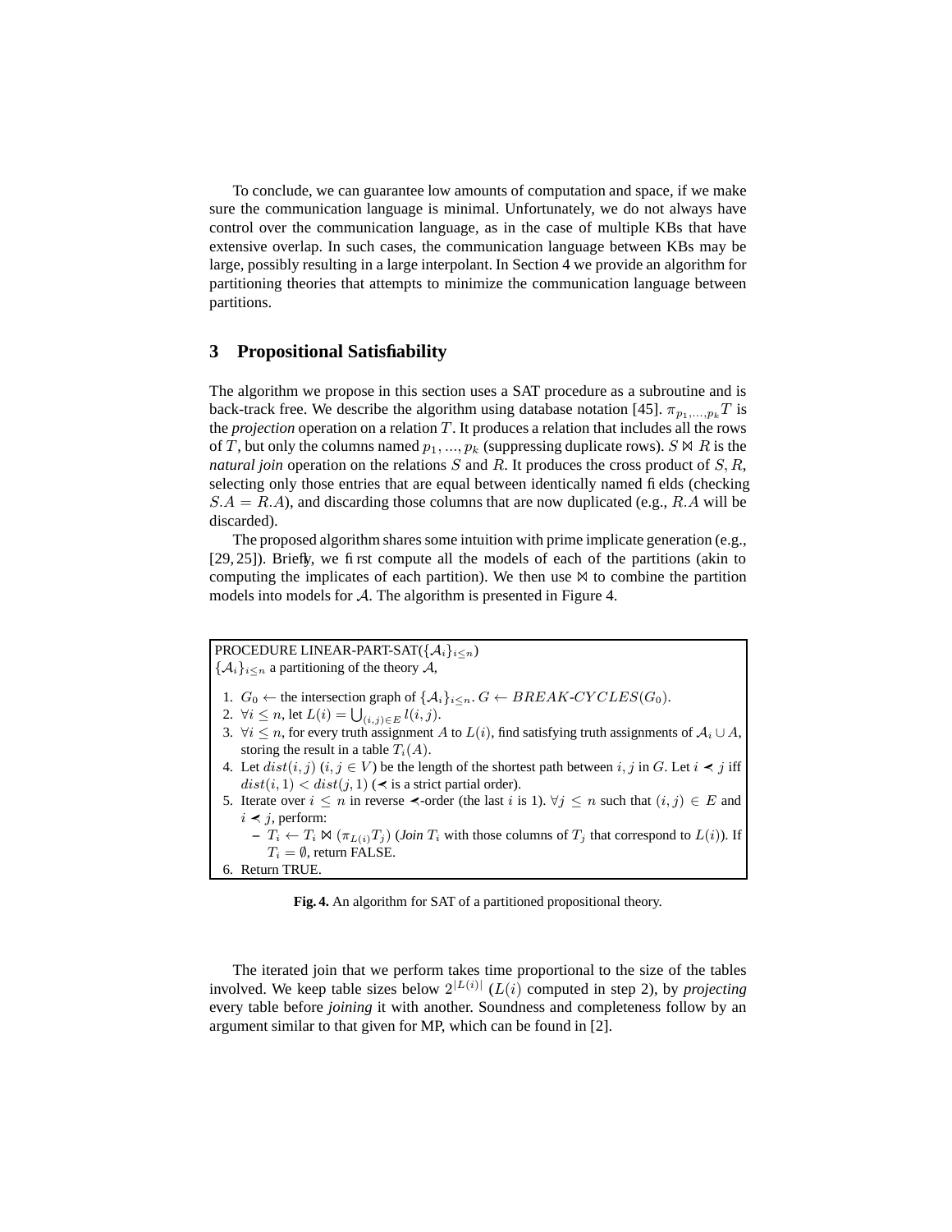To conclude, we can guarantee low amounts of computation and space, if we make sure the communication language is minimal. Unfortunately, we do not always have control over the communication language, as in the case of multiple KBs that have extensive overlap. In such cases, the communication language between KBs may be large, possibly resulting in a large interpolant. In Section 4 we provide an algorithm for partitioning theories that attempts to minimize the communication language between partitions.

## 3 Propositional Satisfiability

The algorithm we propose in this section uses a SAT procedure as a subroutine and is back-track free. We describe the algorithm using database notation [45]. $\pi_{p_1,...,p_k} T$ is the *projection* operation on a relation $T$. It produces a relation that includes all the rows of $T$, but only the columns named $p_1, ..., p_k$ (suppressing duplicate rows). $S \bowtie R$ is the *natural join* operation on the relations $S$ and $R$. It produces the cross product of $S, R$, selecting only those entries that are equal between identically named fields (checking $S.A = R.A$), and discarding those columns that are now duplicated (e.g., $R.A$ will be discarded).

The proposed algorithm shares some intuition with prime implicate generation (e.g., [29, 25]). Briefly, we first compute all the models of each of the partitions (akin to computing the implicates of each partition). We then use $\bowtie$ to combine the partition models into models for $\mathcal{A}$. The algorithm is presented in Figure 4.

PROCEDURE LINEAR-PART-SAT($\{\mathcal{A}_i\}_{i \le n}$)
$\{\mathcal{A}_i\}_{i \le n}$ a partitioning of the theory $\mathcal{A}$,

1. $G_0 \leftarrow$ the intersection graph of $\{\mathcal{A}_i\}_{i \le n}$. $G \leftarrow BREAK\text{-}CYCLES(G_0)$.
2. $\forall i \le n$, let $L(i) = \bigcup_{(i,j) \in E} l(i,j)$.
3. $\forall i \le n$, for every truth assignment $A$ to $L(i)$, find satisfying truth assignments of $\mathcal{A}_i \cup A$, storing the result in a table $T_i(A)$.
4. Let $dist(i,j)$ $(i, j \in V)$ be the length of the shortest path between $i, j$ in $G$. Let $i \prec j$ iff $dist(i,1) < dist(j,1)$ ($\prec$ is a strict partial order).
5. Iterate over $i \le n$ in reverse $\prec$-order (the last $i$ is 1). $\forall j \le n$ such that $(i,j) \in E$ and $i \prec j$, perform:
   – $T_i \leftarrow T_i \bowtie (\pi_{L(i)} T_j)$ (*Join* $T_i$ with those columns of $T_j$ that correspond to $L(i)$). If $T_i = \emptyset$, return FALSE.
6. Return TRUE.

**Fig. 4.** An algorithm for SAT of a partitioned propositional theory.

The iterated join that we perform takes time proportional to the size of the tables involved. We keep table sizes below $2^{|L(i)|}$ ($L(i)$ computed in step 2), by *projecting* every table before *joining* it with another. Soundness and completeness follow by an argument similar to that given for MP, which can be found in [2].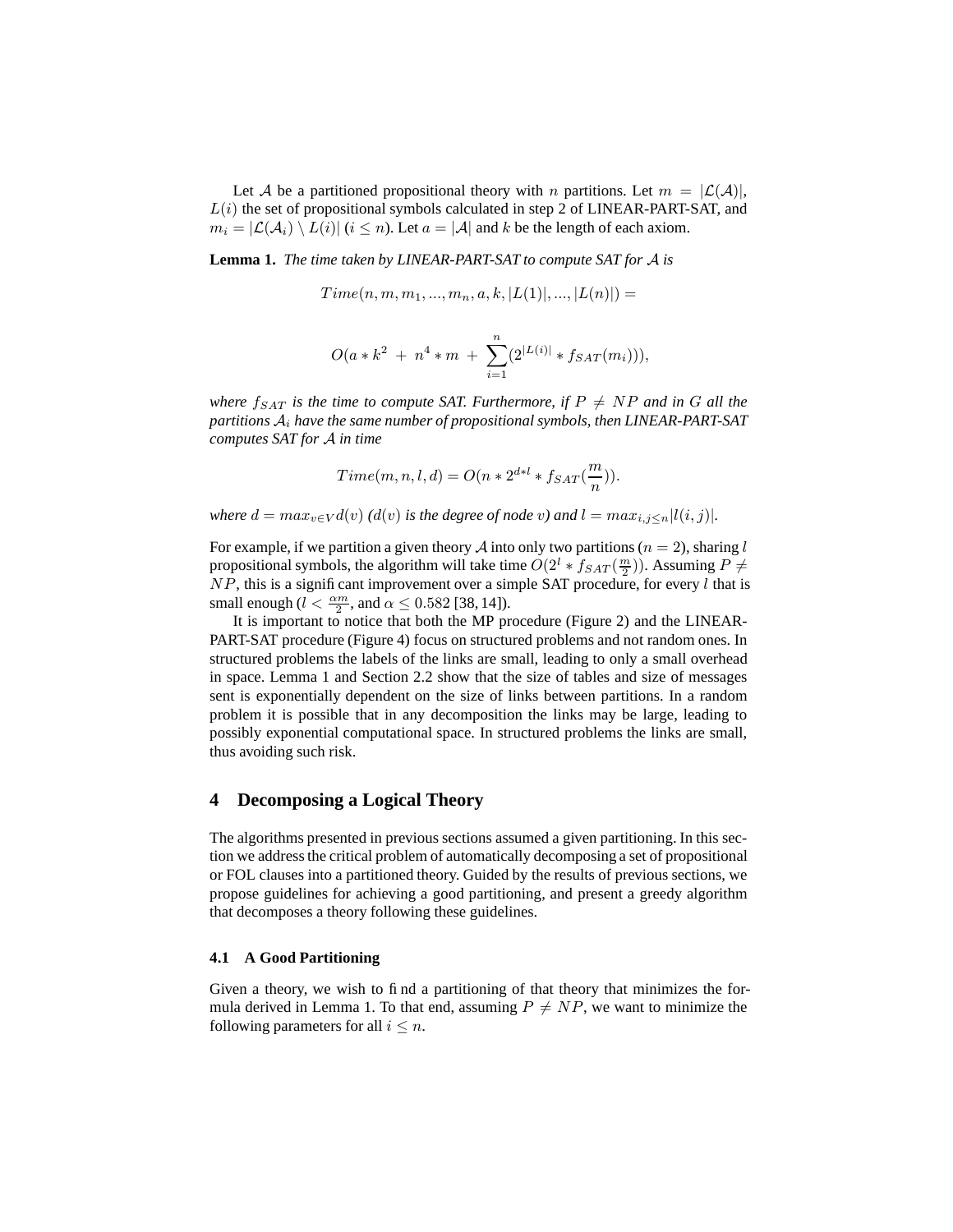Let $\mathcal{A}$ be a partitioned propositional theory with $n$ partitions. Let $m = |\mathcal{L}(\mathcal{A})|$, $L(i)$ the set of propositional symbols calculated in step 2 of LINEAR-PART-SAT, and $m_i = |\mathcal{L}(\mathcal{A}_i) \setminus L(i)|$ ($i \leq n$). Let $a = |\mathcal{A}|$ and $k$ be the length of each axiom.

**Lemma 1.** *The time taken by LINEAR-PART-SAT to compute SAT for $\mathcal{A}$ is*

$$Time(n, m, m_1, ..., m_n, a, k, |L(1)|, ..., |L(n)|) =$$

$$O(a * k^2 \; + \; n^4 * m \; + \; \sum_{i=1}^{n} (2^{|L(i)|} * f_{SAT}(m_i))),$$

*where $f_{SAT}$ is the time to compute SAT. Furthermore, if $P \neq NP$ and in $G$ all the partitions $\mathcal{A}_i$ have the same number of propositional symbols, then LINEAR-PART-SAT computes SAT for $\mathcal{A}$ in time*

$$Time(m, n, l, d) = O(n * 2^{d*l} * f_{SAT}(\frac{m}{n})).$$

*where $d = max_{v \in V} d(v)$ ($d(v)$ is the degree of node $v$) and $l = max_{i,j \leq n}|l(i, j)|$.*

For example, if we partition a given theory $\mathcal{A}$ into only two partitions ($n = 2$), sharing $l$ propositional symbols, the algorithm will take time $O(2^l * f_{SAT}(\frac{m}{2}))$. Assuming $P \neq NP$, this is a significant improvement over a simple SAT procedure, for every $l$ that is small enough ($l < \frac{\alpha m}{2}$, and $\alpha \leq 0.582$ [38, 14]).

It is important to notice that both the MP procedure (Figure 2) and the LINEAR-PART-SAT procedure (Figure 4) focus on structured problems and not random ones. In structured problems the labels of the links are small, leading to only a small overhead in space. Lemma 1 and Section 2.2 show that the size of tables and size of messages sent is exponentially dependent on the size of links between partitions. In a random problem it is possible that in any decomposition the links may be large, leading to possibly exponential computational space. In structured problems the links are small, thus avoiding such risk.

## 4 Decomposing a Logical Theory

The algorithms presented in previous sections assumed a given partitioning. In this section we address the critical problem of automatically decomposing a set of propositional or FOL clauses into a partitioned theory. Guided by the results of previous sections, we propose guidelines for achieving a good partitioning, and present a greedy algorithm that decomposes a theory following these guidelines.

### 4.1 A Good Partitioning

Given a theory, we wish to find a partitioning of that theory that minimizes the formula derived in Lemma 1. To that end, assuming $P \neq NP$, we want to minimize the following parameters for all $i \leq n$.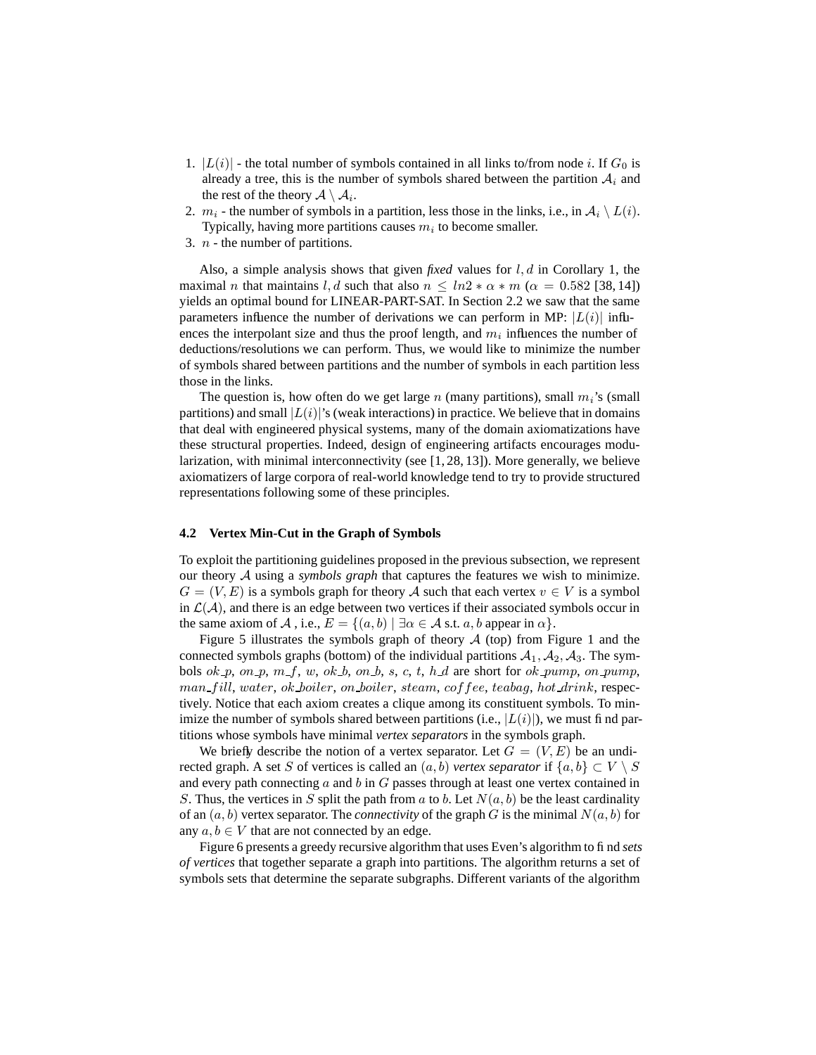1. $|L(i)|$ - the total number of symbols contained in all links to/from node $i$. If $G_0$ is already a tree, this is the number of symbols shared between the partition $\mathcal{A}_i$ and the rest of the theory $\mathcal{A} \setminus \mathcal{A}_i$.
2. $m_i$ - the number of symbols in a partition, less those in the links, i.e., in $\mathcal{A}_i \setminus L(i)$. Typically, having more partitions causes $m_i$ to become smaller.
3. $n$ - the number of partitions.

Also, a simple analysis shows that given *fixed* values for $l, d$ in Corollary 1, the maximal $n$ that maintains $l, d$ such that also $n \leq ln2 * \alpha * m$ ($\alpha = 0.582$ [38, 14]) yields an optimal bound for LINEAR-PART-SAT. In Section 2.2 we saw that the same parameters influence the number of derivations we can perform in MP: $|L(i)|$ influences the interpolant size and thus the proof length, and $m_i$ influences the number of deductions/resolutions we can perform. Thus, we would like to minimize the number of symbols shared between partitions and the number of symbols in each partition less those in the links.

The question is, how often do we get large $n$ (many partitions), small $m_i$'s (small partitions) and small $|L(i)|$'s (weak interactions) in practice. We believe that in domains that deal with engineered physical systems, many of the domain axiomatizations have these structural properties. Indeed, design of engineering artifacts encourages modularization, with minimal interconnectivity (see [1, 28, 13]). More generally, we believe axiomatizers of large corpora of real-world knowledge tend to try to provide structured representations following some of these principles.

### 4.2 Vertex Min-Cut in the Graph of Symbols

To exploit the partitioning guidelines proposed in the previous subsection, we represent our theory $\mathcal{A}$ using a *symbols graph* that captures the features we wish to minimize. $G = (V, E)$ is a symbols graph for theory $\mathcal{A}$ such that each vertex $v \in V$ is a symbol in $\mathcal{L}(\mathcal{A})$, and there is an edge between two vertices if their associated symbols occur in the same axiom of $\mathcal{A}$ , i.e., $E = \{(a, b) \mid \exists \alpha \in \mathcal{A} \text{ s.t. } a, b \text{ appear in } \alpha\}$.

Figure 5 illustrates the symbols graph of theory $\mathcal{A}$ (top) from Figure 1 and the connected symbols graphs (bottom) of the individual partitions $\mathcal{A}_1, \mathcal{A}_2, \mathcal{A}_3$. The symbols $ok\_p$, $on\_p$, $m\_f$, $w$, $ok\_b$, $on\_b$, $s$, $c$, $t$, $h\_d$ are short for $ok\_pump$, $on\_pump$, $man\_fill$, $water$, $ok\_boiler$, $on\_boiler$, $steam$, $coffee$, $teabag$, $hot\_drink$, respectively. Notice that each axiom creates a clique among its constituent symbols. To minimize the number of symbols shared between partitions (i.e., $|L(i)|$), we must find partitions whose symbols have minimal *vertex separators* in the symbols graph.

We briefly describe the notion of a vertex separator. Let $G = (V, E)$ be an undirected graph. A set $S$ of vertices is called an $(a, b)$ *vertex separator* if $\{a, b\} \subset V \setminus S$ and every path connecting $a$ and $b$ in $G$ passes through at least one vertex contained in $S$. Thus, the vertices in $S$ split the path from $a$ to $b$. Let $N(a, b)$ be the least cardinality of an $(a, b)$ vertex separator. The *connectivity* of the graph $G$ is the minimal $N(a, b)$ for any $a, b \in V$ that are not connected by an edge.

Figure 6 presents a greedy recursive algorithm that uses Even's algorithm to find *sets of vertices* that together separate a graph into partitions. The algorithm returns a set of symbols sets that determine the separate subgraphs. Different variants of the algorithm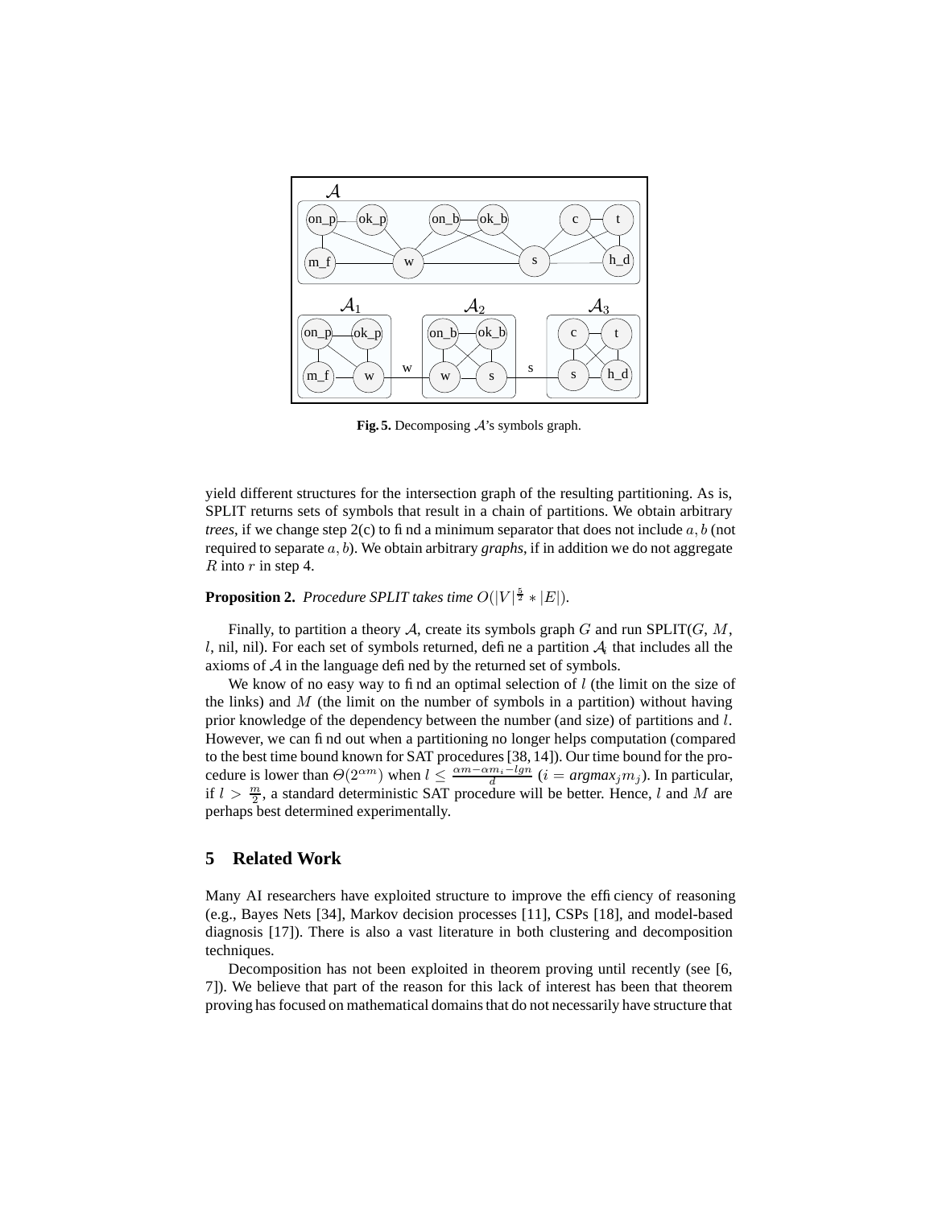Fig. 5. Decomposing $\mathcal{A}$'s symbols graph.

yield different structures for the intersection graph of the resulting partitioning. As is, SPLIT returns sets of symbols that result in a chain of partitions. We obtain arbitrary *trees*, if we change step 2(c) to find a minimum separator that does not include $a, b$ (not required to separate $a, b$). We obtain arbitrary *graphs*, if in addition we do not aggregate $R$ into $r$ in step 4.

**Proposition 2.** *Procedure SPLIT takes time* $O(|V|^{\frac{5}{2}} * |E|)$.

Finally, to partition a theory $\mathcal{A}$, create its symbols graph $G$ and run SPLIT($G$, $M$, $l$, nil, nil). For each set of symbols returned, define a partition $\mathcal{A}_i$ that includes all the axioms of $\mathcal{A}$ in the language defined by the returned set of symbols.

We know of no easy way to find an optimal selection of $l$ (the limit on the size of the links) and $M$ (the limit on the number of symbols in a partition) without having prior knowledge of the dependency between the number (and size) of partitions and $l$. However, we can find out when a partitioning no longer helps computation (compared to the best time bound known for SAT procedures [38, 14]). Our time bound for the procedure is lower than $\Theta(2^{\alpha m})$ when $l \leq \frac{\alpha m - \alpha m_i - lgn}{d}$ ($i = argmax_j m_j$). In particular, if $l > \frac{m}{2}$, a standard deterministic SAT procedure will be better. Hence, $l$ and $M$ are perhaps best determined experimentally.

## 5 Related Work

Many AI researchers have exploited structure to improve the efficiency of reasoning (e.g., Bayes Nets [34], Markov decision processes [11], CSPs [18], and model-based diagnosis [17]). There is also a vast literature in both clustering and decomposition techniques.

Decomposition has not been exploited in theorem proving until recently (see [6, 7]). We believe that part of the reason for this lack of interest has been that theorem proving has focused on mathematical domains that do not necessarily have structure that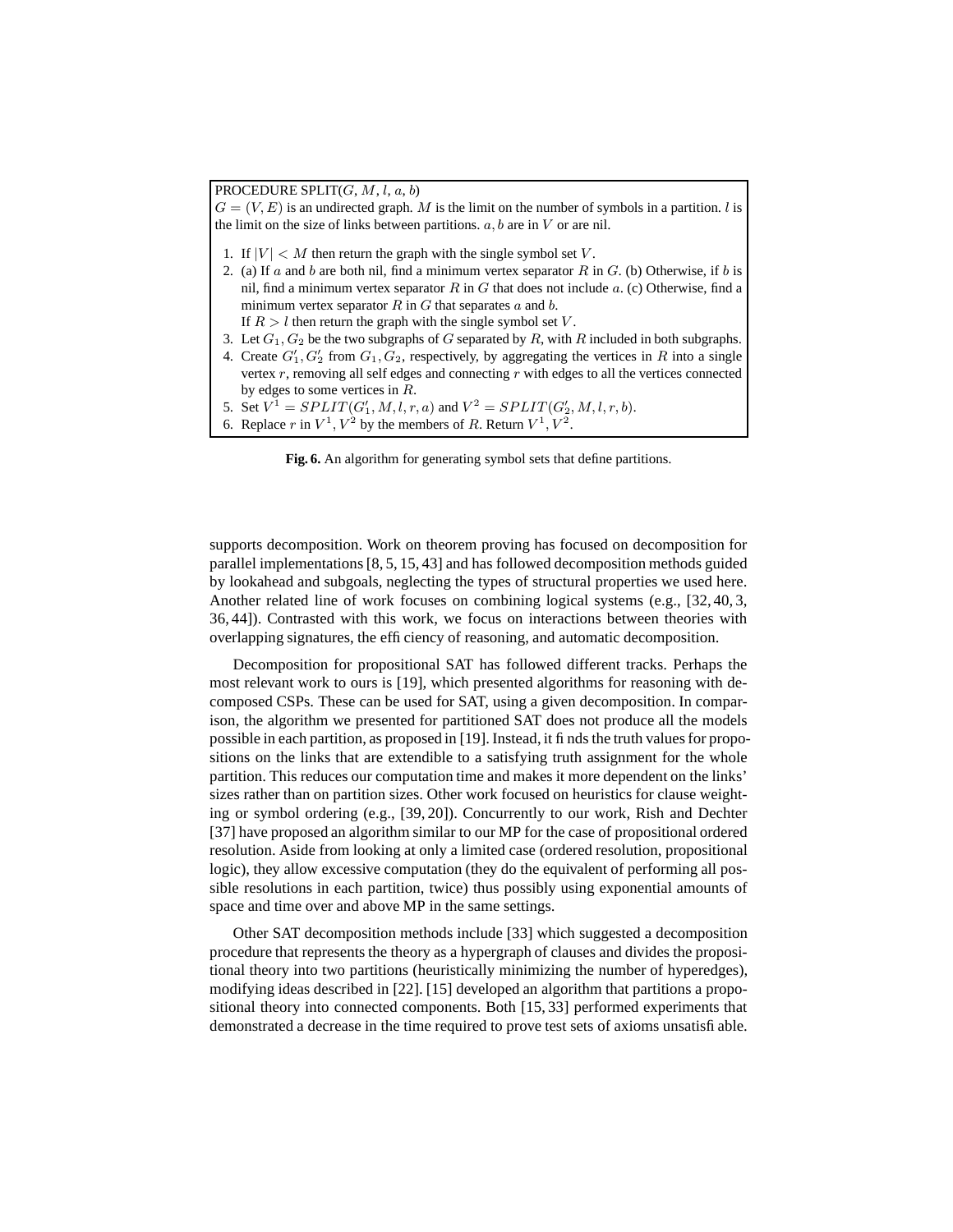PROCEDURE SPLIT($G$, $M$, $l$, $a$, $b$)
$G = (V, E)$ is an undirected graph. $M$ is the limit on the number of symbols in a partition. $l$ is the limit on the size of links between partitions. $a, b$ are in $V$ or are nil.

1. If $|V| < M$ then return the graph with the single symbol set $V$.
2. (a) If $a$ and $b$ are both nil, find a minimum vertex separator $R$ in $G$. (b) Otherwise, if $b$ is nil, find a minimum vertex separator $R$ in $G$ that does not include $a$. (c) Otherwise, find a minimum vertex separator $R$ in $G$ that separates $a$ and $b$.
   If $R > l$ then return the graph with the single symbol set $V$.
3. Let $G_1, G_2$ be the two subgraphs of $G$ separated by $R$, with $R$ included in both subgraphs.
4. Create $G_1', G_2'$ from $G_1, G_2$, respectively, by aggregating the vertices in $R$ into a single vertex $r$, removing all self edges and connecting $r$ with edges to all the vertices connected by edges to some vertices in $R$.
5. Set $V^1 = SPLIT(G_1', M, l, r, a)$ and $V^2 = SPLIT(G_2', M, l, r, b)$.
6. Replace $r$ in $V^1, V^2$ by the members of $R$. Return $V^1, V^2$.

**Fig. 6.** An algorithm for generating symbol sets that define partitions.

supports decomposition. Work on theorem proving has focused on decomposition for parallel implementations [8, 5, 15, 43] and has followed decomposition methods guided by lookahead and subgoals, neglecting the types of structural properties we used here. Another related line of work focuses on combining logical systems (e.g., [32, 40, 3, 36, 44]). Contrasted with this work, we focus on interactions between theories with overlapping signatures, the efficiency of reasoning, and automatic decomposition.

Decomposition for propositional SAT has followed different tracks. Perhaps the most relevant work to ours is [19], which presented algorithms for reasoning with decomposed CSPs. These can be used for SAT, using a given decomposition. In comparison, the algorithm we presented for partitioned SAT does not produce all the models possible in each partition, as proposed in [19]. Instead, it finds the truth values for propositions on the links that are extendible to a satisfying truth assignment for the whole partition. This reduces our computation time and makes it more dependent on the links' sizes rather than on partition sizes. Other work focused on heuristics for clause weighting or symbol ordering (e.g., [39, 20]). Concurrently to our work, Rish and Dechter [37] have proposed an algorithm similar to our MP for the case of propositional ordered resolution. Aside from looking at only a limited case (ordered resolution, propositional logic), they allow excessive computation (they do the equivalent of performing all possible resolutions in each partition, twice) thus possibly using exponential amounts of space and time over and above MP in the same settings.

Other SAT decomposition methods include [33] which suggested a decomposition procedure that represents the theory as a hypergraph of clauses and divides the propositional theory into two partitions (heuristically minimizing the number of hyperedges), modifying ideas described in [22]. [15] developed an algorithm that partitions a propositional theory into connected components. Both [15, 33] performed experiments that demonstrated a decrease in the time required to prove test sets of axioms unsatisfiable.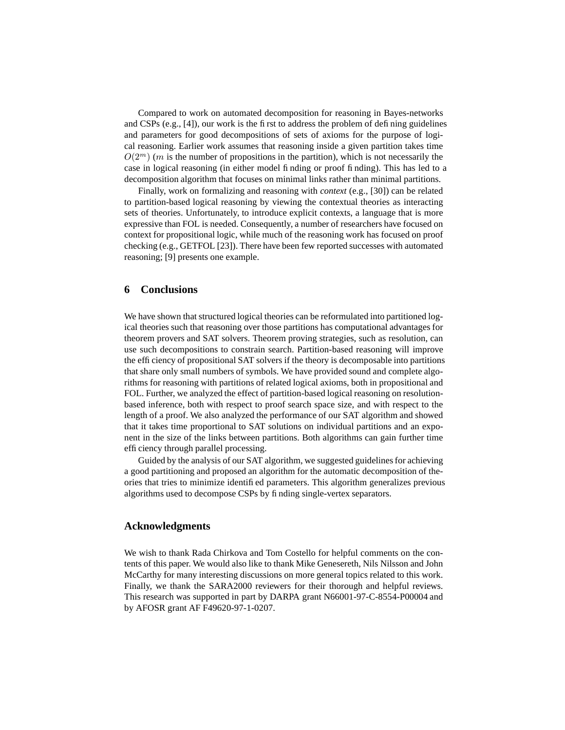Compared to work on automated decomposition for reasoning in Bayes-networks and CSPs (e.g., [4]), our work is the first to address the problem of defining guidelines and parameters for good decompositions of sets of axioms for the purpose of logical reasoning. Earlier work assumes that reasoning inside a given partition takes time $O(2^m)$ ($m$ is the number of propositions in the partition), which is not necessarily the case in logical reasoning (in either model finding or proof finding). This has led to a decomposition algorithm that focuses on minimal links rather than minimal partitions.

Finally, work on formalizing and reasoning with *context* (e.g., [30]) can be related to partition-based logical reasoning by viewing the contextual theories as interacting sets of theories. Unfortunately, to introduce explicit contexts, a language that is more expressive than FOL is needed. Consequently, a number of researchers have focused on context for propositional logic, while much of the reasoning work has focused on proof checking (e.g., GETFOL [23]). There have been few reported successes with automated reasoning; [9] presents one example.

## 6 Conclusions

We have shown that structured logical theories can be reformulated into partitioned logical theories such that reasoning over those partitions has computational advantages for theorem provers and SAT solvers. Theorem proving strategies, such as resolution, can use such decompositions to constrain search. Partition-based reasoning will improve the efficiency of propositional SAT solvers if the theory is decomposable into partitions that share only small numbers of symbols. We have provided sound and complete algorithms for reasoning with partitions of related logical axioms, both in propositional and FOL. Further, we analyzed the effect of partition-based logical reasoning on resolution-based inference, both with respect to proof search space size, and with respect to the length of a proof. We also analyzed the performance of our SAT algorithm and showed that it takes time proportional to SAT solutions on individual partitions and an exponent in the size of the links between partitions. Both algorithms can gain further time efficiency through parallel processing.

Guided by the analysis of our SAT algorithm, we suggested guidelines for achieving a good partitioning and proposed an algorithm for the automatic decomposition of theories that tries to minimize identified parameters. This algorithm generalizes previous algorithms used to decompose CSPs by finding single-vertex separators.

## Acknowledgments

We wish to thank Rada Chirkova and Tom Costello for helpful comments on the contents of this paper. We would also like to thank Mike Genesereth, Nils Nilsson and John McCarthy for many interesting discussions on more general topics related to this work. Finally, we thank the SARA2000 reviewers for their thorough and helpful reviews. This research was supported in part by DARPA grant N66001-97-C-8554-P00004 and by AFOSR grant AF F49620-97-1-0207.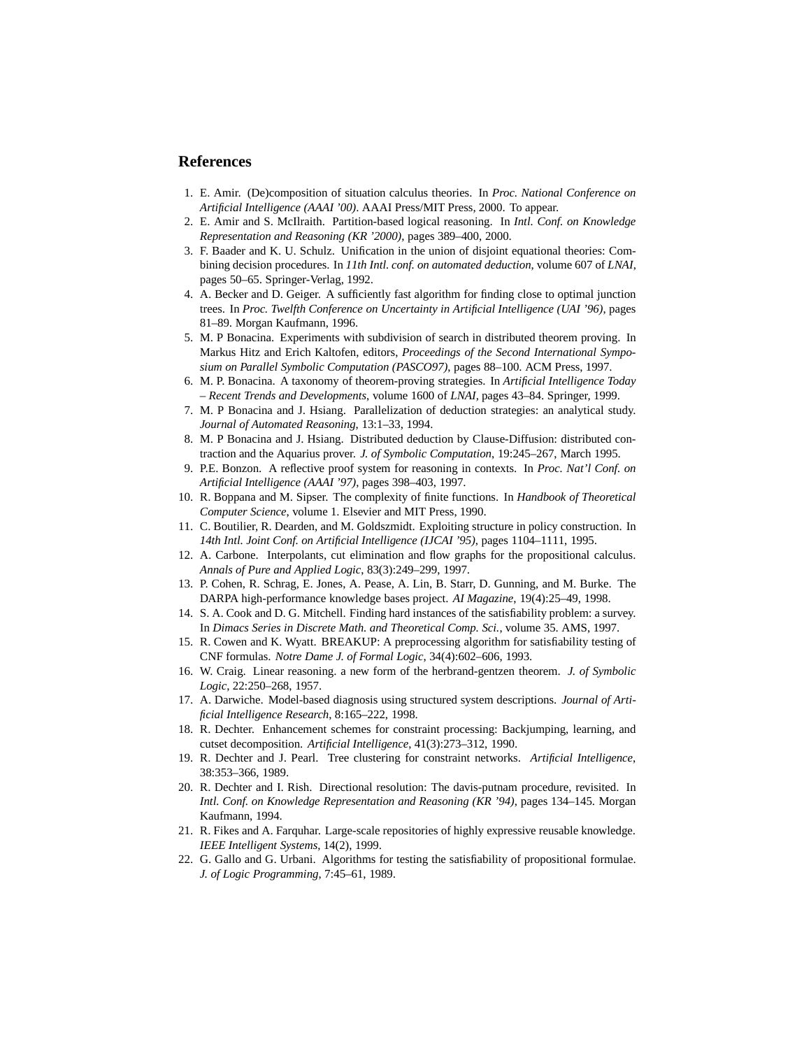## References

1. E. Amir. (De)composition of situation calculus theories. In *Proc. National Conference on Artificial Intelligence (AAAI '00)*. AAAI Press/MIT Press, 2000. To appear.
2. E. Amir and S. McIlraith. Partition-based logical reasoning. In *Intl. Conf. on Knowledge Representation and Reasoning (KR '2000)*, pages 389–400, 2000.
3. F. Baader and K. U. Schulz. Unification in the union of disjoint equational theories: Combining decision procedures. In *11th Intl. conf. on automated deduction*, volume 607 of *LNAI*, pages 50–65. Springer-Verlag, 1992.
4. A. Becker and D. Geiger. A sufficiently fast algorithm for finding close to optimal junction trees. In *Proc. Twelfth Conference on Uncertainty in Artificial Intelligence (UAI '96)*, pages 81–89. Morgan Kaufmann, 1996.
5. M. P Bonacina. Experiments with subdivision of search in distributed theorem proving. In Markus Hitz and Erich Kaltofen, editors, *Proceedings of the Second International Symposium on Parallel Symbolic Computation (PASCO97)*, pages 88–100. ACM Press, 1997.
6. M. P. Bonacina. A taxonomy of theorem-proving strategies. In *Artificial Intelligence Today – Recent Trends and Developments*, volume 1600 of *LNAI*, pages 43–84. Springer, 1999.
7. M. P Bonacina and J. Hsiang. Parallelization of deduction strategies: an analytical study. *Journal of Automated Reasoning*, 13:1–33, 1994.
8. M. P Bonacina and J. Hsiang. Distributed deduction by Clause-Diffusion: distributed contraction and the Aquarius prover. *J. of Symbolic Computation*, 19:245–267, March 1995.
9. P.E. Bonzon. A reflective proof system for reasoning in contexts. In *Proc. Nat'l Conf. on Artificial Intelligence (AAAI '97)*, pages 398–403, 1997.
10. R. Boppana and M. Sipser. The complexity of finite functions. In *Handbook of Theoretical Computer Science*, volume 1. Elsevier and MIT Press, 1990.
11. C. Boutilier, R. Dearden, and M. Goldszmidt. Exploiting structure in policy construction. In *14th Intl. Joint Conf. on Artificial Intelligence (IJCAI '95)*, pages 1104–1111, 1995.
12. A. Carbone. Interpolants, cut elimination and flow graphs for the propositional calculus. *Annals of Pure and Applied Logic*, 83(3):249–299, 1997.
13. P. Cohen, R. Schrag, E. Jones, A. Pease, A. Lin, B. Starr, D. Gunning, and M. Burke. The DARPA high-performance knowledge bases project. *AI Magazine*, 19(4):25–49, 1998.
14. S. A. Cook and D. G. Mitchell. Finding hard instances of the satisfiability problem: a survey. In *Dimacs Series in Discrete Math. and Theoretical Comp. Sci.*, volume 35. AMS, 1997.
15. R. Cowen and K. Wyatt. BREAKUP: A preprocessing algorithm for satisfiability testing of CNF formulas. *Notre Dame J. of Formal Logic*, 34(4):602–606, 1993.
16. W. Craig. Linear reasoning. a new form of the herbrand-gentzen theorem. *J. of Symbolic Logic*, 22:250–268, 1957.
17. A. Darwiche. Model-based diagnosis using structured system descriptions. *Journal of Artificial Intelligence Research*, 8:165–222, 1998.
18. R. Dechter. Enhancement schemes for constraint processing: Backjumping, learning, and cutset decomposition. *Artificial Intelligence*, 41(3):273–312, 1990.
19. R. Dechter and J. Pearl. Tree clustering for constraint networks. *Artificial Intelligence*, 38:353–366, 1989.
20. R. Dechter and I. Rish. Directional resolution: The davis-putnam procedure, revisited. In *Intl. Conf. on Knowledge Representation and Reasoning (KR '94)*, pages 134–145. Morgan Kaufmann, 1994.
21. R. Fikes and A. Farquhar. Large-scale repositories of highly expressive reusable knowledge. *IEEE Intelligent Systems*, 14(2), 1999.
22. G. Gallo and G. Urbani. Algorithms for testing the satisfiability of propositional formulae. *J. of Logic Programming*, 7:45–61, 1989.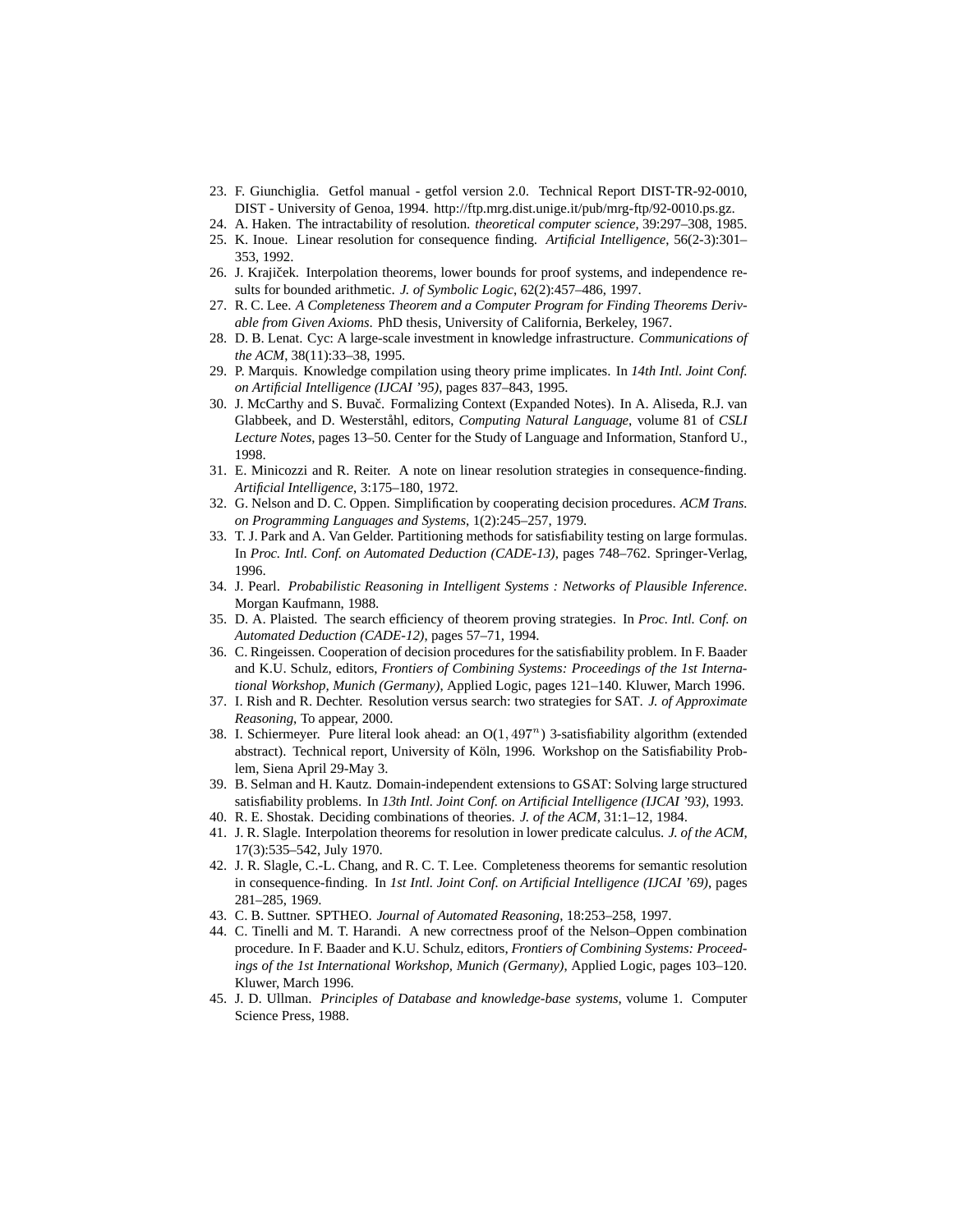23. F. Giunchiglia. Getfol manual - getfol version 2.0. Technical Report DIST-TR-92-0010, DIST - University of Genoa, 1994. http://ftp.mrg.dist.unige.it/pub/mrg-ftp/92-0010.ps.gz.
24. A. Haken. The intractability of resolution. *theoretical computer science*, 39:297–308, 1985.
25. K. Inoue. Linear resolution for consequence finding. *Artificial Intelligence*, 56(2-3):301–353, 1992.
26. J. Krajiček. Interpolation theorems, lower bounds for proof systems, and independence results for bounded arithmetic. *J. of Symbolic Logic*, 62(2):457–486, 1997.
27. R. C. Lee. *A Completeness Theorem and a Computer Program for Finding Theorems Derivable from Given Axioms*. PhD thesis, University of California, Berkeley, 1967.
28. D. B. Lenat. Cyc: A large-scale investment in knowledge infrastructure. *Communications of the ACM*, 38(11):33–38, 1995.
29. P. Marquis. Knowledge compilation using theory prime implicates. In *14th Intl. Joint Conf. on Artificial Intelligence (IJCAI '95)*, pages 837–843, 1995.
30. J. McCarthy and S. Buvač. Formalizing Context (Expanded Notes). In A. Aliseda, R.J. van Glabbeek, and D. Westerståhl, editors, *Computing Natural Language*, volume 81 of *CSLI Lecture Notes*, pages 13–50. Center for the Study of Language and Information, Stanford U., 1998.
31. E. Minicozzi and R. Reiter. A note on linear resolution strategies in consequence-finding. *Artificial Intelligence*, 3:175–180, 1972.
32. G. Nelson and D. C. Oppen. Simplification by cooperating decision procedures. *ACM Trans. on Programming Languages and Systems*, 1(2):245–257, 1979.
33. T. J. Park and A. Van Gelder. Partitioning methods for satisfiability testing on large formulas. In *Proc. Intl. Conf. on Automated Deduction (CADE-13)*, pages 748–762. Springer-Verlag, 1996.
34. J. Pearl. *Probabilistic Reasoning in Intelligent Systems : Networks of Plausible Inference*. Morgan Kaufmann, 1988.
35. D. A. Plaisted. The search efficiency of theorem proving strategies. In *Proc. Intl. Conf. on Automated Deduction (CADE-12)*, pages 57–71, 1994.
36. C. Ringeissen. Cooperation of decision procedures for the satisfiability problem. In F. Baader and K.U. Schulz, editors, *Frontiers of Combining Systems: Proceedings of the 1st International Workshop, Munich (Germany)*, Applied Logic, pages 121–140. Kluwer, March 1996.
37. I. Rish and R. Dechter. Resolution versus search: two strategies for SAT. *J. of Approximate Reasoning*, To appear, 2000.
38. I. Schiermeyer. Pure literal look ahead: an $O(1,497^n)$ 3-satisfiability algorithm (extended abstract). Technical report, University of Köln, 1996. Workshop on the Satisfiability Problem, Siena April 29-May 3.
39. B. Selman and H. Kautz. Domain-independent extensions to GSAT: Solving large structured satisfiability problems. In *13th Intl. Joint Conf. on Artificial Intelligence (IJCAI '93)*, 1993.
40. R. E. Shostak. Deciding combinations of theories. *J. of the ACM*, 31:1–12, 1984.
41. J. R. Slagle. Interpolation theorems for resolution in lower predicate calculus. *J. of the ACM*, 17(3):535–542, July 1970.
42. J. R. Slagle, C.-L. Chang, and R. C. T. Lee. Completeness theorems for semantic resolution in consequence-finding. In *1st Intl. Joint Conf. on Artificial Intelligence (IJCAI '69)*, pages 281–285, 1969.
43. C. B. Suttner. SPTHEO. *Journal of Automated Reasoning*, 18:253–258, 1997.
44. C. Tinelli and M. T. Harandi. A new correctness proof of the Nelson–Oppen combination procedure. In F. Baader and K.U. Schulz, editors, *Frontiers of Combining Systems: Proceedings of the 1st International Workshop, Munich (Germany)*, Applied Logic, pages 103–120. Kluwer, March 1996.
45. J. D. Ullman. *Principles of Database and knowledge-base systems*, volume 1. Computer Science Press, 1988.